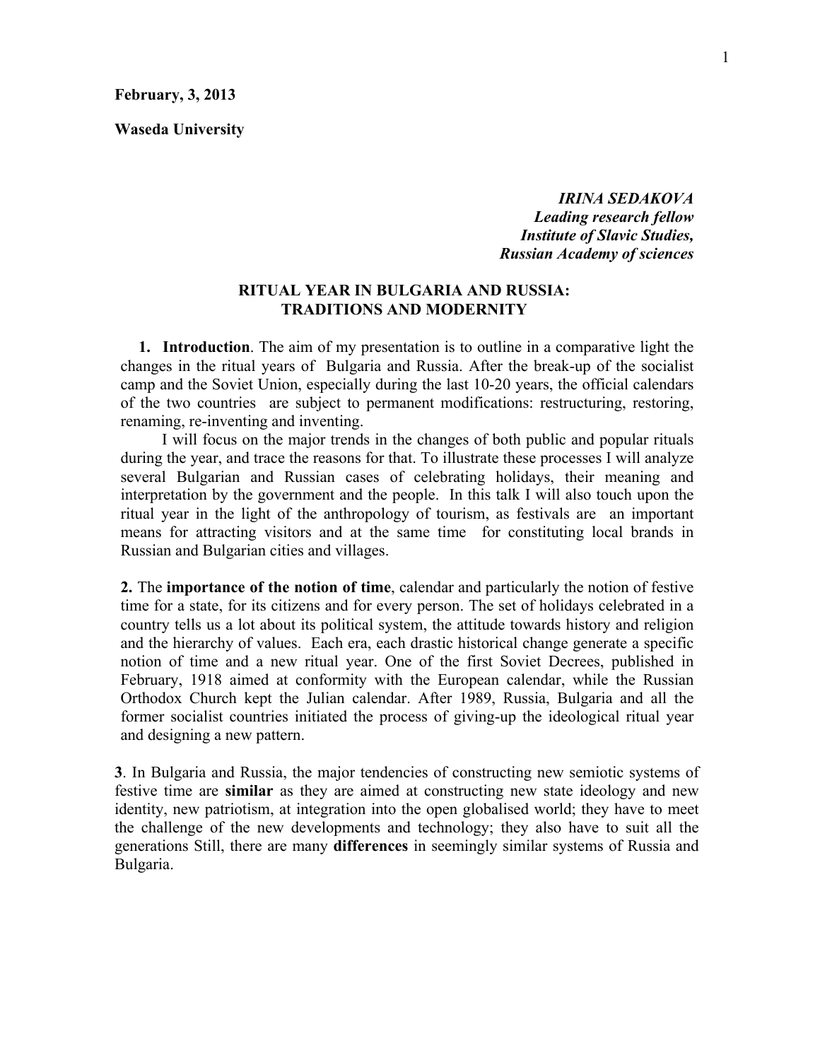**February, 3, 2013**

**Waseda University**

***IRINA SEDAKOVA***
***Leading research fellow***
***Institute of Slavic Studies,***
***Russian Academy of sciences***

# RITUAL YEAR IN BULGARIA AND RUSSIA: TRADITIONS AND MODERNITY

**1. Introduction**. The aim of my presentation is to outline in a comparative light the changes in the ritual years of Bulgaria and Russia. After the break-up of the socialist camp and the Soviet Union, especially during the last 10-20 years, the official calendars of the two countries are subject to permanent modifications: restructuring, restoring, renaming, re-inventing and inventing.

I will focus on the major trends in the changes of both public and popular rituals during the year, and trace the reasons for that. To illustrate these processes I will analyze several Bulgarian and Russian cases of celebrating holidays, their meaning and interpretation by the government and the people. In this talk I will also touch upon the ritual year in the light of the anthropology of tourism, as festivals are an important means for attracting visitors and at the same time for constituting local brands in Russian and Bulgarian cities and villages.

**2.** The **importance of the notion of time**, calendar and particularly the notion of festive time for a state, for its citizens and for every person. The set of holidays celebrated in a country tells us a lot about its political system, the attitude towards history and religion and the hierarchy of values. Each era, each drastic historical change generate a specific notion of time and a new ritual year. One of the first Soviet Decrees, published in February, 1918 aimed at conformity with the European calendar, while the Russian Orthodox Church kept the Julian calendar. After 1989, Russia, Bulgaria and all the former socialist countries initiated the process of giving-up the ideological ritual year and designing a new pattern.

**3**. In Bulgaria and Russia, the major tendencies of constructing new semiotic systems of festive time are **similar** as they are aimed at constructing new state ideology and new identity, new patriotism, at integration into the open globalised world; they have to meet the challenge of the new developments and technology; they also have to suit all the generations Still, there are many **differences** in seemingly similar systems of Russia and Bulgaria.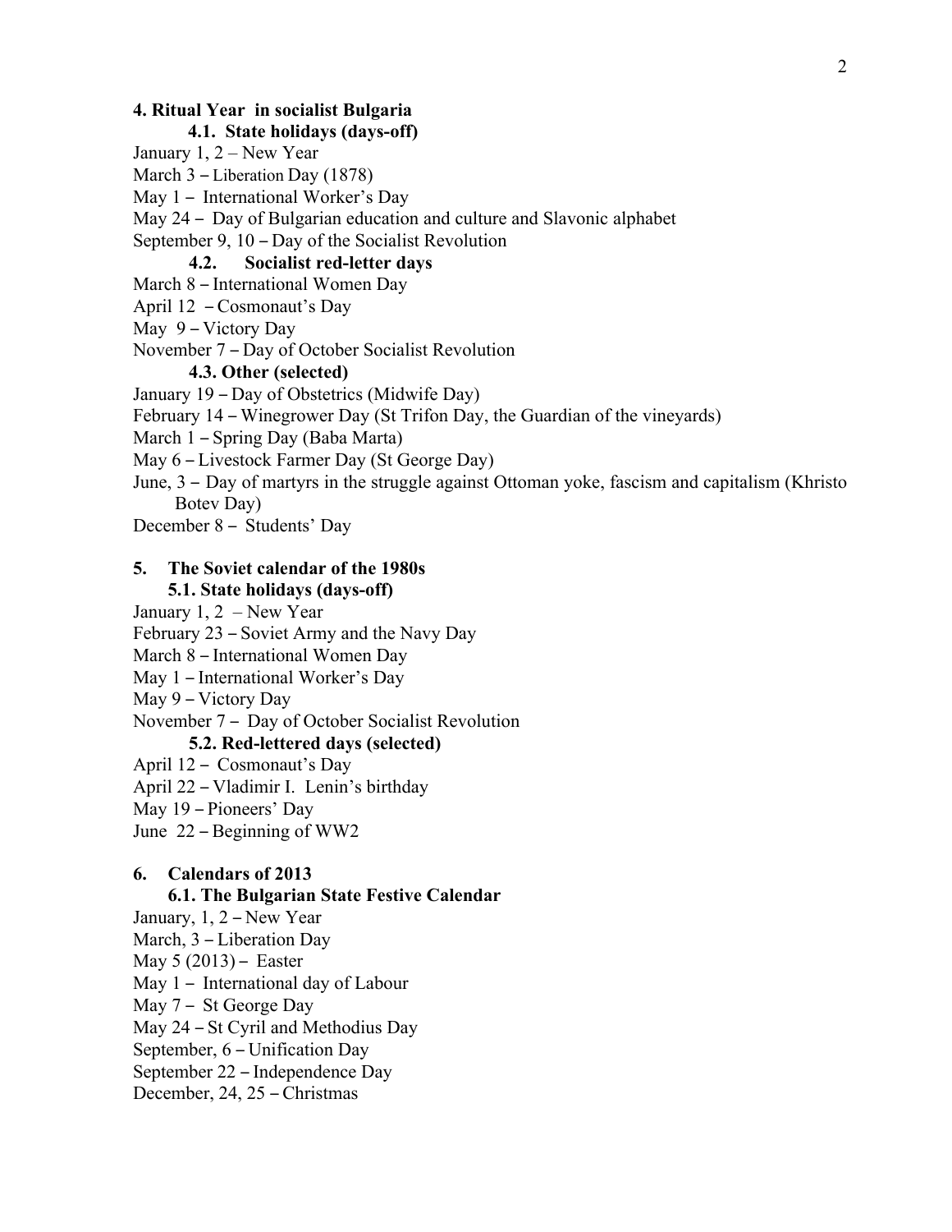## 4. Ritual Year in socialist Bulgaria

### 4.1. State holidays (days-off)

January 1, 2 – New Year
March 3 – Liberation Day (1878)
May 1 – International Worker's Day
May 24 – Day of Bulgarian education and culture and Slavonic alphabet
September 9, 10 – Day of the Socialist Revolution

### 4.2. Socialist red-letter days

March 8 – International Women Day
April 12 – Cosmonaut's Day
May 9 – Victory Day
November 7 – Day of October Socialist Revolution

### 4.3. Other (selected)

January 19 – Day of Obstetrics (Midwife Day)
February 14 – Winegrower Day (St Trifon Day, the Guardian of the vineyards)
March 1 – Spring Day (Baba Marta)
May 6 – Livestock Farmer Day (St George Day)
June, 3 – Day of martyrs in the struggle against Ottoman yoke, fascism and capitalism (Khristo Botev Day)
December 8 – Students' Day

## 5. The Soviet calendar of the 1980s

### 5.1. State holidays (days-off)

January 1, 2 – New Year
February 23 – Soviet Army and the Navy Day
March 8 – International Women Day
May 1 – International Worker's Day
May 9 – Victory Day
November 7 – Day of October Socialist Revolution

### 5.2. Red-lettered days (selected)

April 12 – Cosmonaut's Day
April 22 – Vladimir I. Lenin's birthday
May 19 – Pioneers' Day
June 22 – Beginning of WW2

## 6. Calendars of 2013

### 6.1. The Bulgarian State Festive Calendar

January, 1, 2 – New Year
March, 3 – Liberation Day
May 5 (2013) – Easter
May 1 – International day of Labour
May 7 – St George Day
May 24 – St Cyril and Methodius Day
September, 6 – Unification Day
September 22 – Independence Day
December, 24, 25 – Christmas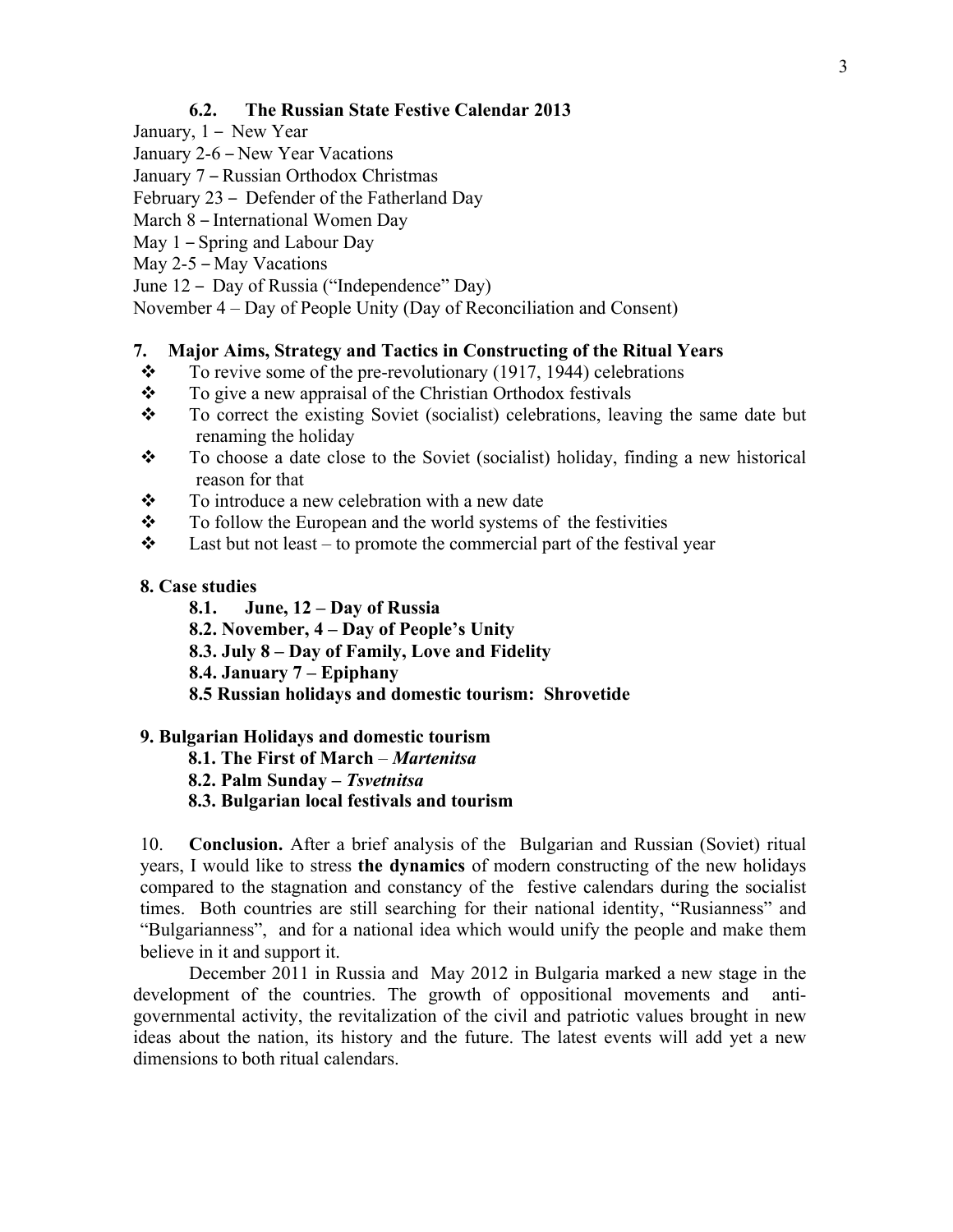### 6.2. The Russian State Festive Calendar 2013

January, 1 – New Year
January 2-6 – New Year Vacations
January 7 – Russian Orthodox Christmas
February 23 – Defender of the Fatherland Day
March 8 – International Women Day
May 1 – Spring and Labour Day
May 2-5 – May Vacations
June 12 – Day of Russia ("Independence" Day)
November 4 – Day of People Unity (Day of Reconciliation and Consent)

## 7. Major Aims, Strategy and Tactics in Constructing of the Ritual Years

- To revive some of the pre-revolutionary (1917, 1944) celebrations
- To give a new appraisal of the Christian Orthodox festivals
- To correct the existing Soviet (socialist) celebrations, leaving the same date but renaming the holiday
- To choose a date close to the Soviet (socialist) holiday, finding a new historical reason for that
- To introduce a new celebration with a new date
- To follow the European and the world systems of the festivities
- Last but not least – to promote the commercial part of the festival year

## 8. Case studies

**8.1. June, 12 – Day of Russia**
**8.2. November, 4 – Day of People's Unity**
**8.3. July 8 – Day of Family, Love and Fidelity**
**8.4. January 7 – Epiphany**
**8.5 Russian holidays and domestic tourism: Shrovetide**

## 9. Bulgarian Holidays and domestic tourism

**8.1. The First of March** – ***Martenitsa***
**8.2. Palm Sunday –** ***Tsvetnitsa***
**8.3. Bulgarian local festivals and tourism**

10. **Conclusion.** After a brief analysis of the Bulgarian and Russian (Soviet) ritual years, I would like to stress **the dynamics** of modern constructing of the new holidays compared to the stagnation and constancy of the festive calendars during the socialist times. Both countries are still searching for their national identity, "Rusianness" and "Bulgarianness", and for a national idea which would unify the people and make them believe in it and support it.

December 2011 in Russia and May 2012 in Bulgaria marked a new stage in the development of the countries. The growth of oppositional movements and anti-governmental activity, the revitalization of the civil and patriotic values brought in new ideas about the nation, its history and the future. The latest events will add yet a new dimensions to both ritual calendars.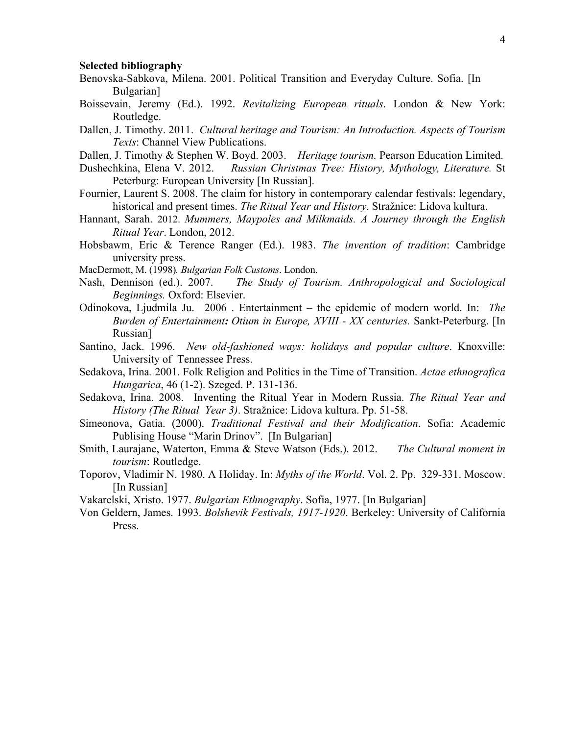**Selected bibliography**

Benovska-Sabkova, Milena. 2001. Political Transition and Everyday Culture. Sofia. [In Bulgarian]

Boissevain, Jeremy (Ed.). 1992. *Revitalizing European rituals*. London & New York: Routledge.

Dallen, J. Timothy. 2011. *Cultural heritage and Tourism: An Introduction. Aspects of Tourism Texts*: Channel View Publications.

Dallen, J. Timothy & Stephen W. Boyd. 2003. *Heritage tourism.* Pearson Education Limited.

Dushechkina, Elena V. 2012. *Russian Christmas Tree: History, Mythology, Literature.* St Peterburg: European University [In Russian].

Fournier, Laurent S. 2008. The claim for history in contemporary calendar festivals: legendary, historical and present times. *The Ritual Year and History*. Stražnice: Lidova kultura.

Hannant, Sarah. 2012. *Mummers, Maypoles and Milkmaids. A Journey through the English Ritual Year*. London, 2012.

Hobsbawm, Eric & Terence Ranger (Ed.). 1983. *The invention of tradition*: Cambridge university press.

MacDermott, M. (1998). *Bulgarian Folk Customs*. London.

Nash, Dennison (ed.). 2007. *The Study of Tourism. Anthropological and Sociological Beginnings.* Oxford: Elsevier.

Odinokova, Ljudmila Ju. 2006 . Entertainment – the epidemic of modern world. In: *The Burden of Entertainment: Otium in Europe, XVIII - XX centuries.* Sankt-Peterburg. [In Russian]

Santino, Jack. 1996. *New old-fashioned ways: holidays and popular culture*. Knoxville: University of Tennessee Press.

Sedakova, Irina. 2001. Folk Religion and Politics in the Time of Transition. *Actae ethnografica Hungarica*, 46 (1-2). Szeged. P. 131-136.

Sedakova, Irina. 2008. Inventing the Ritual Year in Modern Russia. *The Ritual Year and History (The Ritual Year 3)*. Stražnice: Lidova kultura. Pp. 51-58.

Simeonova, Gatia. (2000). *Traditional Festival and their Modification*. Sofia: Academic Publising House "Marin Drinov". [In Bulgarian]

Smith, Laurajane, Waterton, Emma & Steve Watson (Eds.). 2012. *The Cultural moment in tourism*: Routledge.

Toporov, Vladimir N. 1980. A Holiday. In: *Myths of the World*. Vol. 2. Pp. 329-331. Moscow. [In Russian]

Vakarelski, Xristo. 1977. *Bulgarian Ethnography*. Sofia, 1977. [In Bulgarian]

Von Geldern, James. 1993. *Bolshevik Festivals, 1917-1920*. Berkeley: University of California Press.